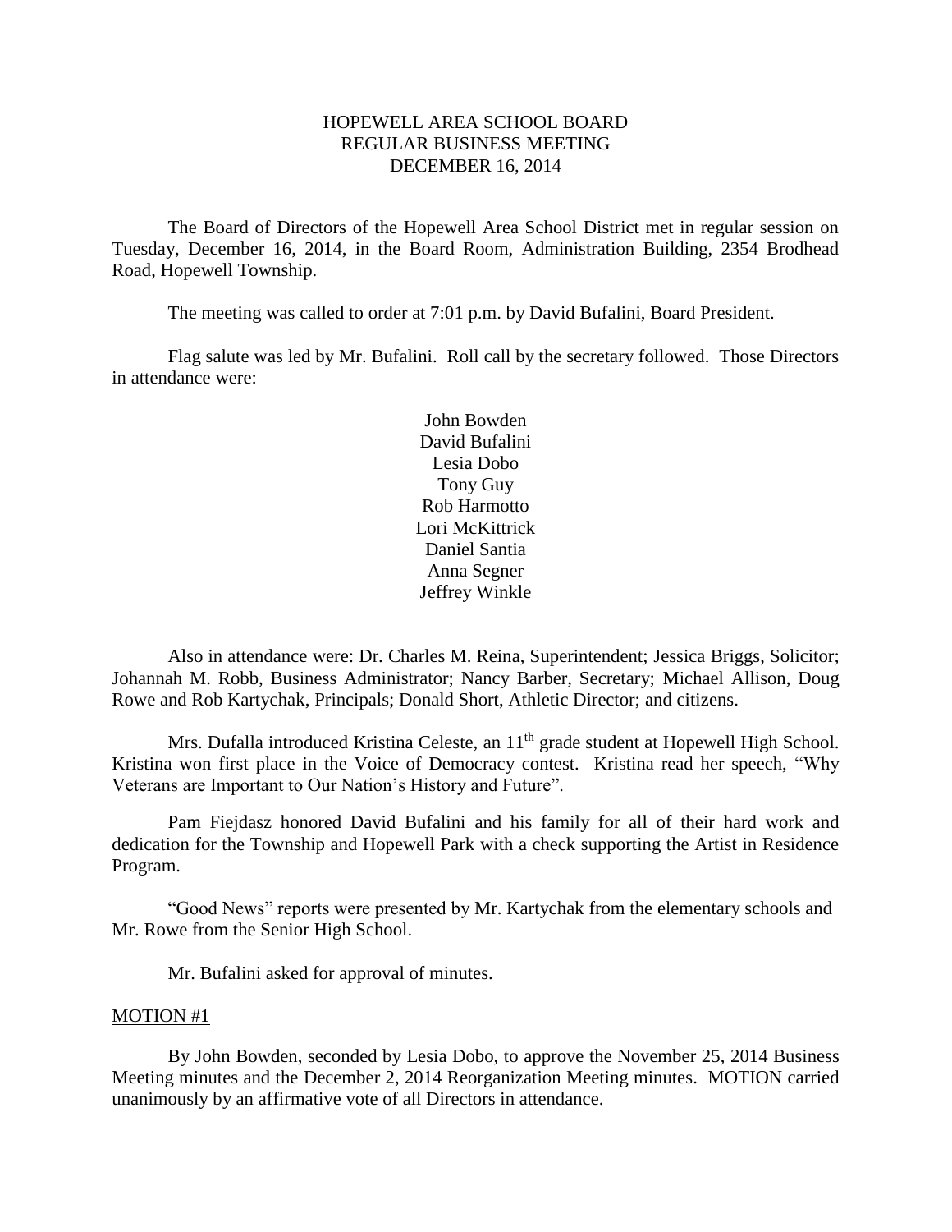# HOPEWELL AREA SCHOOL BOARD
## REGULAR BUSINESS MEETING
## DECEMBER 16, 2014

The Board of Directors of the Hopewell Area School District met in regular session on Tuesday, December 16, 2014, in the Board Room, Administration Building, 2354 Brodhead Road, Hopewell Township.

The meeting was called to order at 7:01 p.m. by David Bufalini, Board President.

Flag salute was led by Mr. Bufalini. Roll call by the secretary followed. Those Directors in attendance were:

John Bowden
David Bufalini
Lesia Dobo
Tony Guy
Rob Harmotto
Lori McKittrick
Daniel Santia
Anna Segner
Jeffrey Winkle

Also in attendance were: Dr. Charles M. Reina, Superintendent; Jessica Briggs, Solicitor; Johannah M. Robb, Business Administrator; Nancy Barber, Secretary; Michael Allison, Doug Rowe and Rob Kartychak, Principals; Donald Short, Athletic Director; and citizens.

Mrs. Dufalla introduced Kristina Celeste, an 11th grade student at Hopewell High School. Kristina won first place in the Voice of Democracy contest. Kristina read her speech, "Why Veterans are Important to Our Nation's History and Future".

Pam Fiejdasz honored David Bufalini and his family for all of their hard work and dedication for the Township and Hopewell Park with a check supporting the Artist in Residence Program.

"Good News" reports were presented by Mr. Kartychak from the elementary schools and Mr. Rowe from the Senior High School.

Mr. Bufalini asked for approval of minutes.

MOTION #1

By John Bowden, seconded by Lesia Dobo, to approve the November 25, 2014 Business Meeting minutes and the December 2, 2014 Reorganization Meeting minutes. MOTION carried unanimously by an affirmative vote of all Directors in attendance.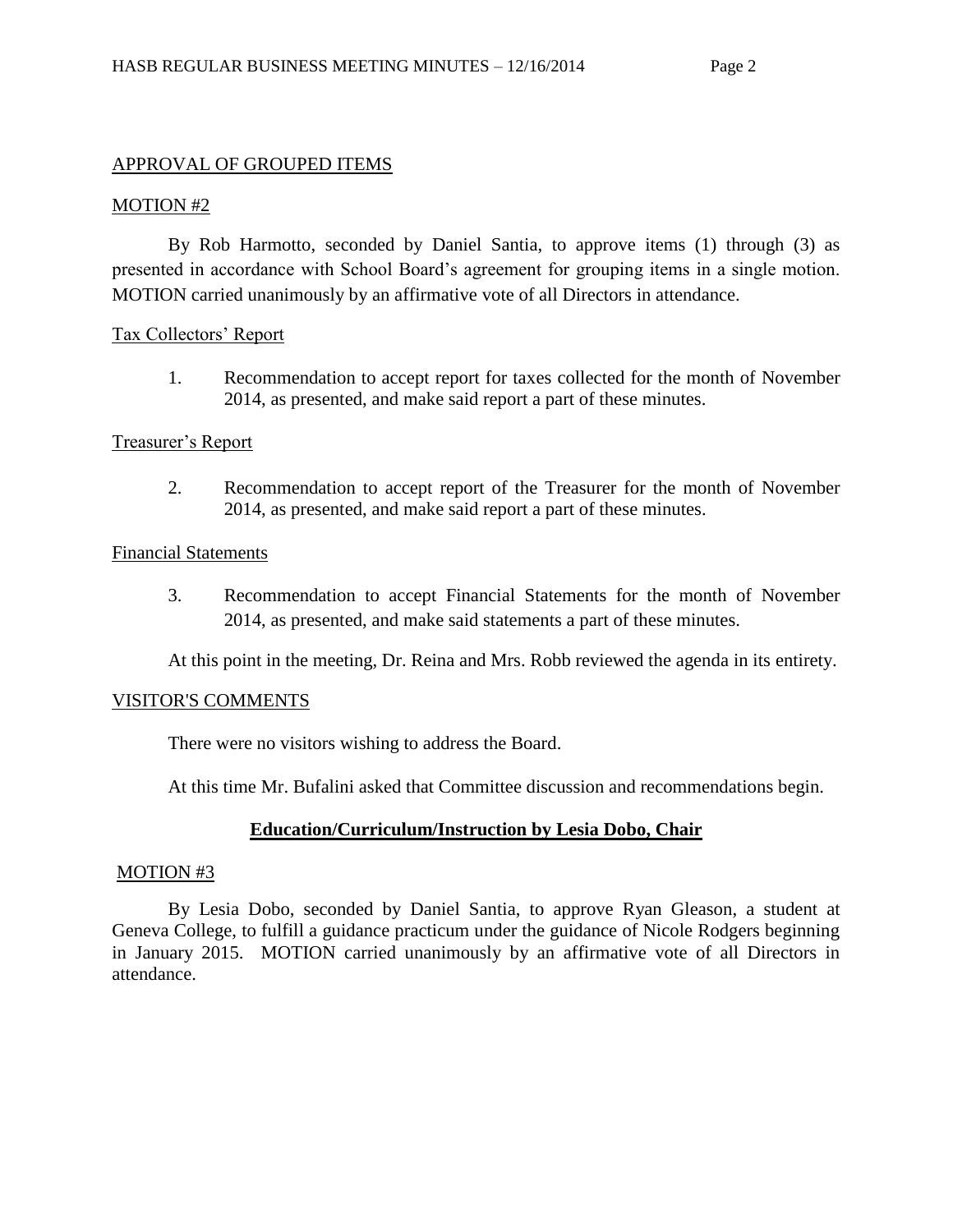APPROVAL OF GROUPED ITEMS

MOTION #2

By Rob Harmotto, seconded by Daniel Santia, to approve items (1) through (3) as presented in accordance with School Board's agreement for grouping items in a single motion. MOTION carried unanimously by an affirmative vote of all Directors in attendance.

Tax Collectors' Report

1. Recommendation to accept report for taxes collected for the month of November 2014, as presented, and make said report a part of these minutes.

Treasurer's Report

2. Recommendation to accept report of the Treasurer for the month of November 2014, as presented, and make said report a part of these minutes.

Financial Statements

3. Recommendation to accept Financial Statements for the month of November 2014, as presented, and make said statements a part of these minutes.

At this point in the meeting, Dr. Reina and Mrs. Robb reviewed the agenda in its entirety.

VISITOR'S COMMENTS

There were no visitors wishing to address the Board.

At this time Mr. Bufalini asked that Committee discussion and recommendations begin.

**Education/Curriculum/Instruction by Lesia Dobo, Chair**

MOTION #3

By Lesia Dobo, seconded by Daniel Santia, to approve Ryan Gleason, a student at Geneva College, to fulfill a guidance practicum under the guidance of Nicole Rodgers beginning in January 2015. MOTION carried unanimously by an affirmative vote of all Directors in attendance.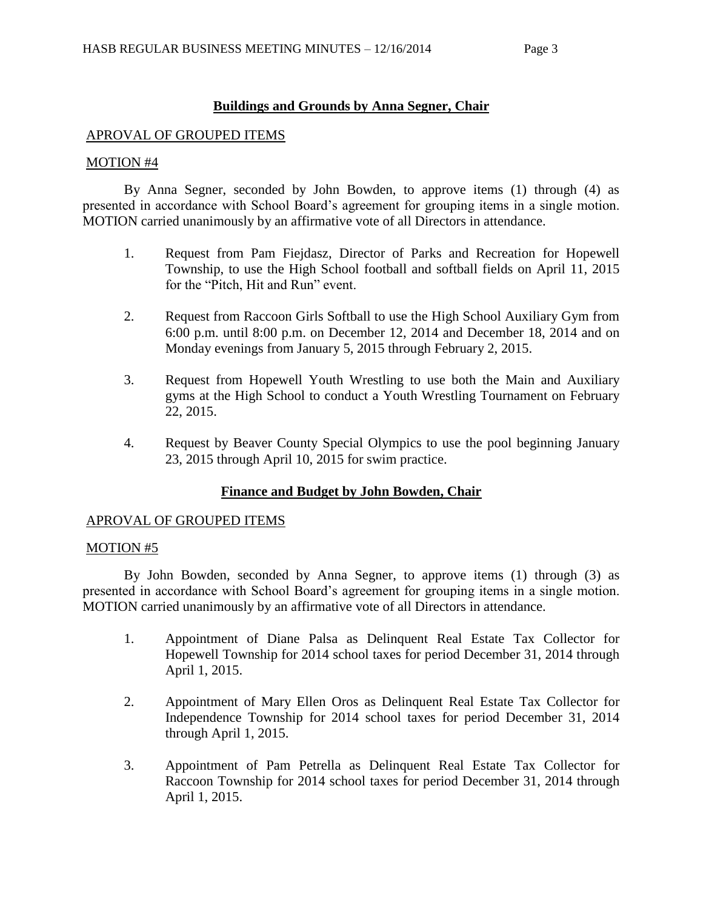## Buildings and Grounds by Anna Segner, Chair

APROVAL OF GROUPED ITEMS

MOTION #4

By Anna Segner, seconded by John Bowden, to approve items (1) through (4) as presented in accordance with School Board's agreement for grouping items in a single motion. MOTION carried unanimously by an affirmative vote of all Directors in attendance.

1. Request from Pam Fiejdasz, Director of Parks and Recreation for Hopewell Township, to use the High School football and softball fields on April 11, 2015 for the "Pitch, Hit and Run" event.

2. Request from Raccoon Girls Softball to use the High School Auxiliary Gym from 6:00 p.m. until 8:00 p.m. on December 12, 2014 and December 18, 2014 and on Monday evenings from January 5, 2015 through February 2, 2015.

3. Request from Hopewell Youth Wrestling to use both the Main and Auxiliary gyms at the High School to conduct a Youth Wrestling Tournament on February 22, 2015.

4. Request by Beaver County Special Olympics to use the pool beginning January 23, 2015 through April 10, 2015 for swim practice.

## Finance and Budget by John Bowden, Chair

APROVAL OF GROUPED ITEMS

MOTION #5

By John Bowden, seconded by Anna Segner, to approve items (1) through (3) as presented in accordance with School Board's agreement for grouping items in a single motion. MOTION carried unanimously by an affirmative vote of all Directors in attendance.

1. Appointment of Diane Palsa as Delinquent Real Estate Tax Collector for Hopewell Township for 2014 school taxes for period December 31, 2014 through April 1, 2015.

2. Appointment of Mary Ellen Oros as Delinquent Real Estate Tax Collector for Independence Township for 2014 school taxes for period December 31, 2014 through April 1, 2015.

3. Appointment of Pam Petrella as Delinquent Real Estate Tax Collector for Raccoon Township for 2014 school taxes for period December 31, 2014 through April 1, 2015.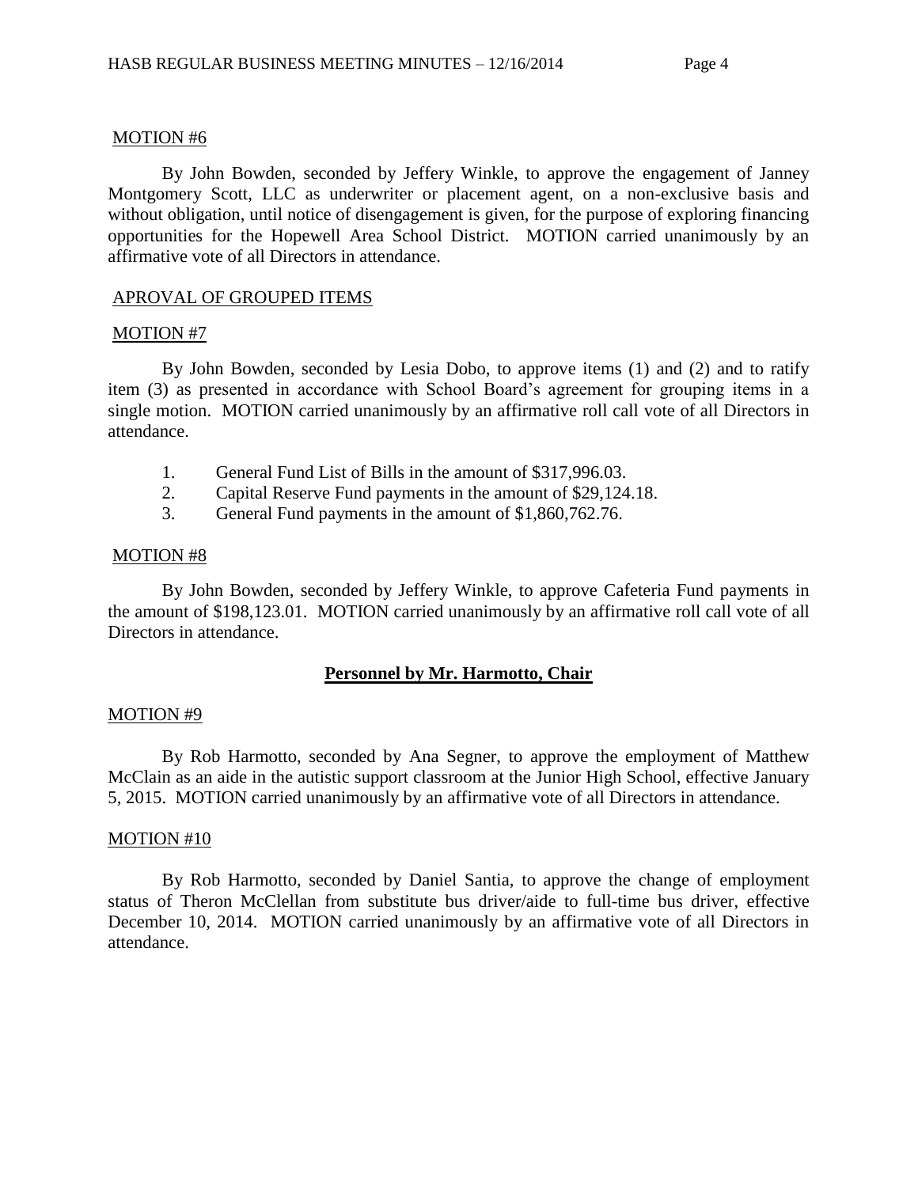MOTION #6

By John Bowden, seconded by Jeffery Winkle, to approve the engagement of Janney Montgomery Scott, LLC as underwriter or placement agent, on a non-exclusive basis and without obligation, until notice of disengagement is given, for the purpose of exploring financing opportunities for the Hopewell Area School District. MOTION carried unanimously by an affirmative vote of all Directors in attendance.

APROVAL OF GROUPED ITEMS

MOTION #7

By John Bowden, seconded by Lesia Dobo, to approve items (1) and (2) and to ratify item (3) as presented in accordance with School Board's agreement for grouping items in a single motion. MOTION carried unanimously by an affirmative roll call vote of all Directors in attendance.

1. General Fund List of Bills in the amount of $317,996.03.
2. Capital Reserve Fund payments in the amount of $29,124.18.
3. General Fund payments in the amount of $1,860,762.76.

MOTION #8

By John Bowden, seconded by Jeffery Winkle, to approve Cafeteria Fund payments in the amount of $198,123.01. MOTION carried unanimously by an affirmative roll call vote of all Directors in attendance.

## **Personnel by Mr. Harmotto, Chair**

MOTION #9

By Rob Harmotto, seconded by Ana Segner, to approve the employment of Matthew McClain as an aide in the autistic support classroom at the Junior High School, effective January 5, 2015. MOTION carried unanimously by an affirmative vote of all Directors in attendance.

MOTION #10

By Rob Harmotto, seconded by Daniel Santia, to approve the change of employment status of Theron McClellan from substitute bus driver/aide to full-time bus driver, effective December 10, 2014. MOTION carried unanimously by an affirmative vote of all Directors in attendance.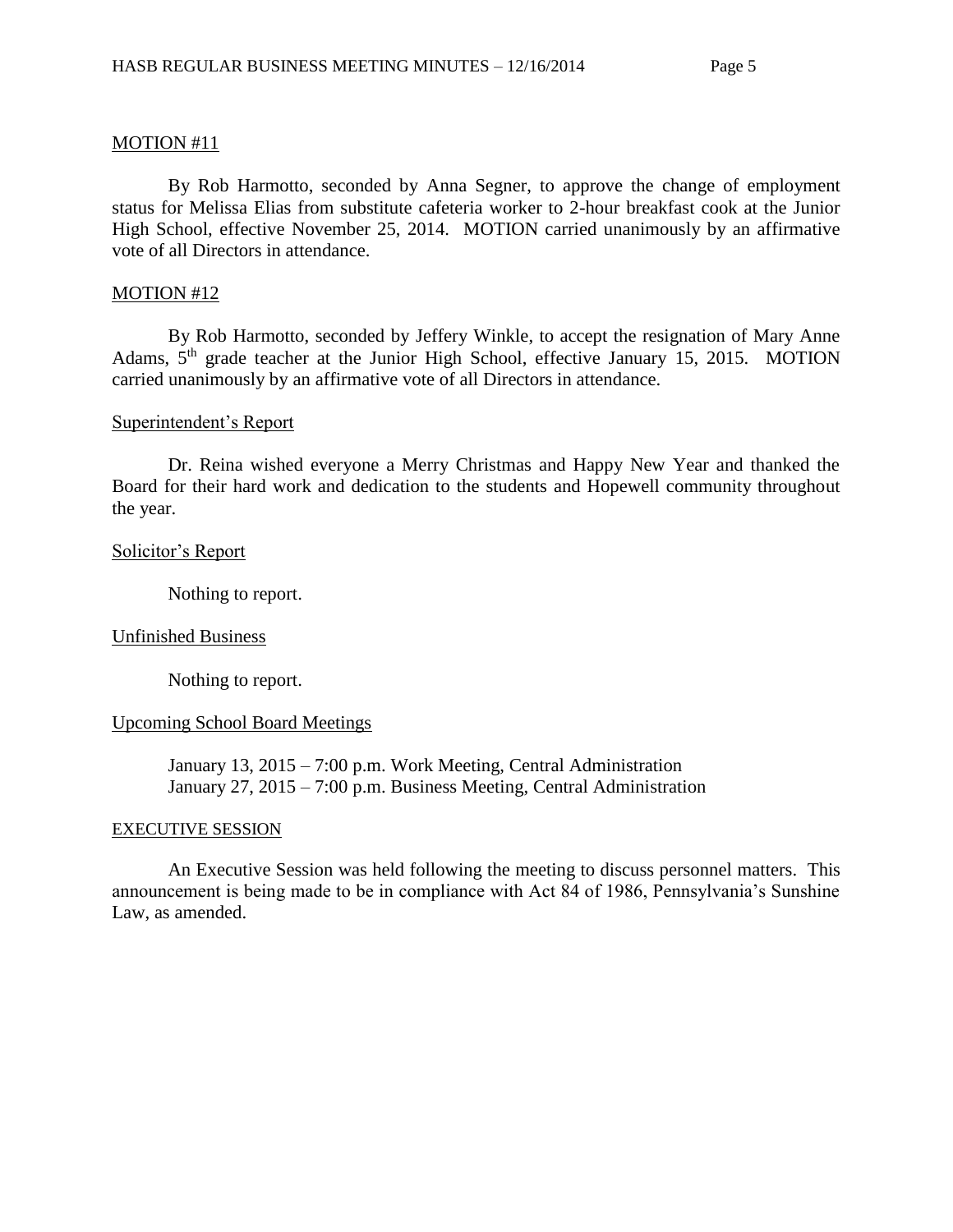MOTION #11

By Rob Harmotto, seconded by Anna Segner, to approve the change of employment status for Melissa Elias from substitute cafeteria worker to 2-hour breakfast cook at the Junior High School, effective November 25, 2014. MOTION carried unanimously by an affirmative vote of all Directors in attendance.

MOTION #12

By Rob Harmotto, seconded by Jeffery Winkle, to accept the resignation of Mary Anne Adams, 5th grade teacher at the Junior High School, effective January 15, 2015. MOTION carried unanimously by an affirmative vote of all Directors in attendance.

Superintendent's Report

Dr. Reina wished everyone a Merry Christmas and Happy New Year and thanked the Board for their hard work and dedication to the students and Hopewell community throughout the year.

Solicitor's Report

Nothing to report.

Unfinished Business

Nothing to report.

Upcoming School Board Meetings

January 13, 2015 – 7:00 p.m. Work Meeting, Central Administration
January 27, 2015 – 7:00 p.m. Business Meeting, Central Administration

EXECUTIVE SESSION

An Executive Session was held following the meeting to discuss personnel matters. This announcement is being made to be in compliance with Act 84 of 1986, Pennsylvania's Sunshine Law, as amended.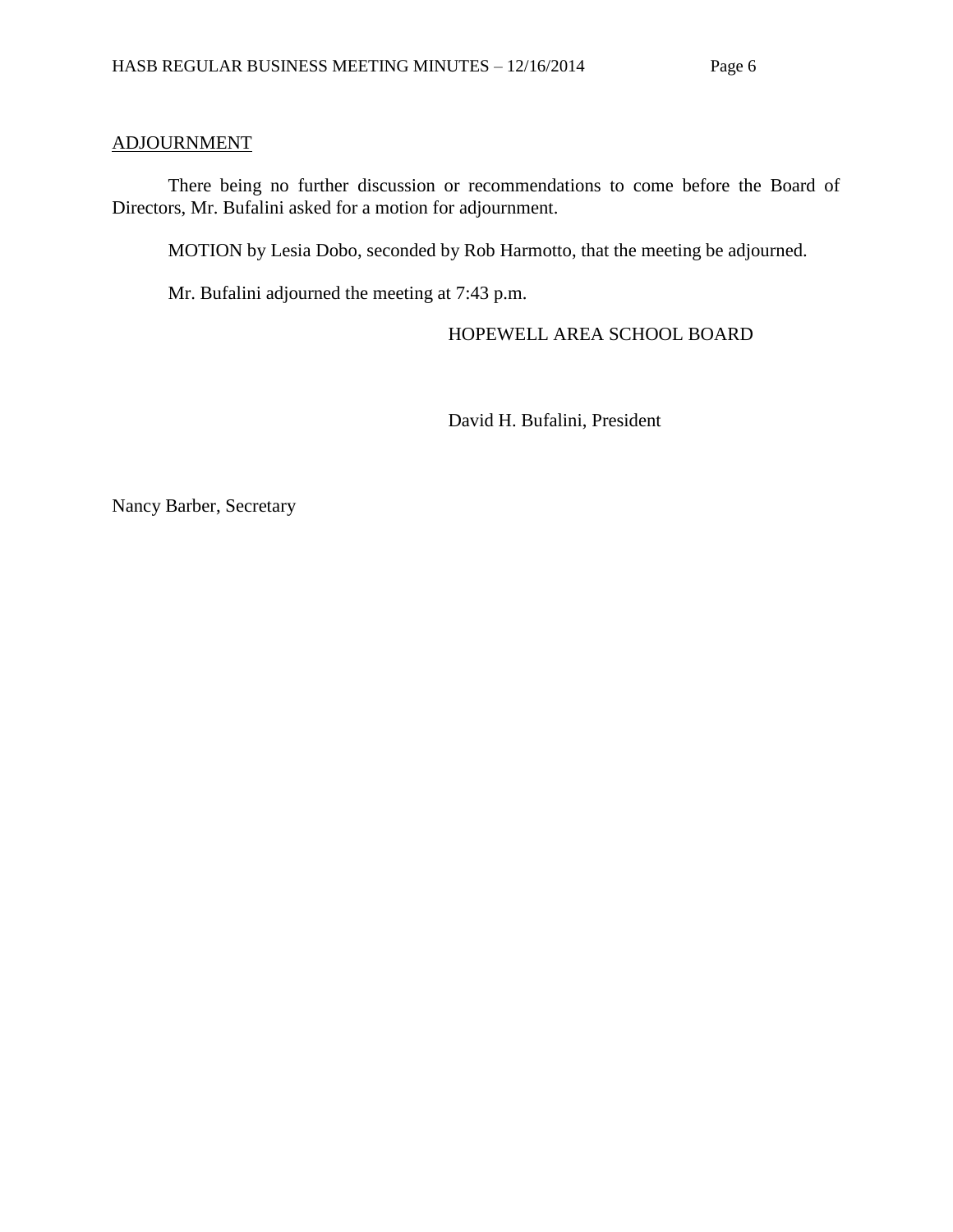## ADJOURNMENT

There being no further discussion or recommendations to come before the Board of Directors, Mr. Bufalini asked for a motion for adjournment.

MOTION by Lesia Dobo, seconded by Rob Harmotto, that the meeting be adjourned.

Mr. Bufalini adjourned the meeting at 7:43 p.m.

HOPEWELL AREA SCHOOL BOARD

David H. Bufalini, President

Nancy Barber, Secretary